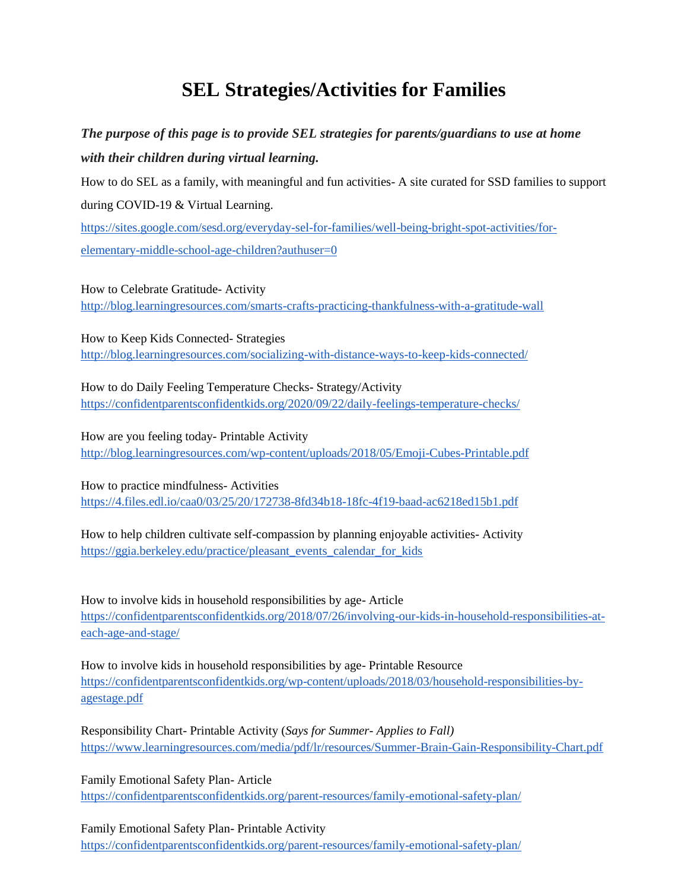# SEL Strategies/Activities for Families

***The purpose of this page is to provide SEL strategies for parents/guardians to use at home with their children during virtual learning.***

How to do SEL as a family, with meaningful and fun activities- A site curated for SSD families to support during COVID-19 & Virtual Learning.

https://sites.google.com/sesd.org/everyday-sel-for-families/well-being-bright-spot-activities/for-elementary-middle-school-age-children?authuser=0

How to Celebrate Gratitude- Activity
http://blog.learningresources.com/smarts-crafts-practicing-thankfulness-with-a-gratitude-wall

How to Keep Kids Connected- Strategies
http://blog.learningresources.com/socializing-with-distance-ways-to-keep-kids-connected/

How to do Daily Feeling Temperature Checks- Strategy/Activity
https://confidentparentsconfidentkids.org/2020/09/22/daily-feelings-temperature-checks/

How are you feeling today- Printable Activity
http://blog.learningresources.com/wp-content/uploads/2018/05/Emoji-Cubes-Printable.pdf

How to practice mindfulness- Activities
https://4.files.edl.io/caa0/03/25/20/172738-8fd34b18-18fc-4f19-baad-ac6218ed15b1.pdf

How to help children cultivate self-compassion by planning enjoyable activities- Activity
https://ggia.berkeley.edu/practice/pleasant_events_calendar_for_kids

How to involve kids in household responsibilities by age- Article
https://confidentparentsconfidentkids.org/2018/07/26/involving-our-kids-in-household-responsibilities-at-each-age-and-stage/

How to involve kids in household responsibilities by age- Printable Resource
https://confidentparentsconfidentkids.org/wp-content/uploads/2018/03/household-responsibilities-by-agestage.pdf

Responsibility Chart- Printable Activity (*Says for Summer- Applies to Fall)*
https://www.learningresources.com/media/pdf/lr/resources/Summer-Brain-Gain-Responsibility-Chart.pdf

Family Emotional Safety Plan- Article
https://confidentparentsconfidentkids.org/parent-resources/family-emotional-safety-plan/

Family Emotional Safety Plan- Printable Activity
https://confidentparentsconfidentkids.org/parent-resources/family-emotional-safety-plan/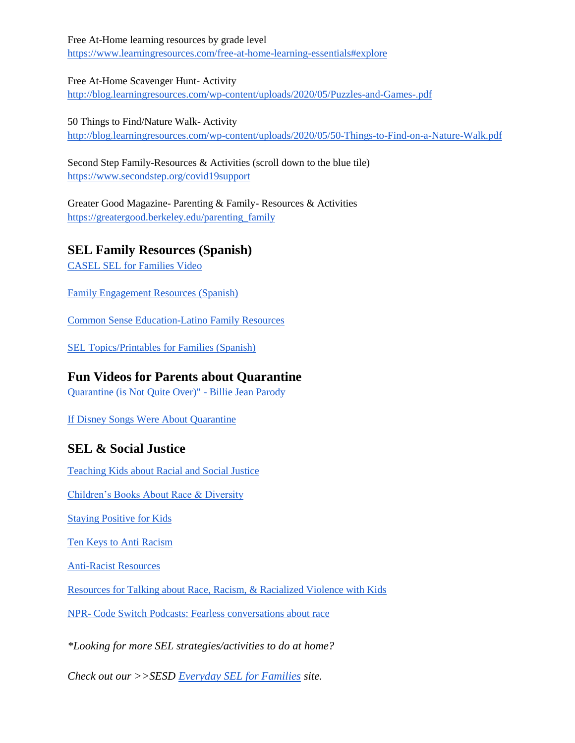Free At-Home learning resources by grade level
https://www.learningresources.com/free-at-home-learning-essentials#explore

Free At-Home Scavenger Hunt- Activity
http://blog.learningresources.com/wp-content/uploads/2020/05/Puzzles-and-Games-.pdf

50 Things to Find/Nature Walk- Activity
http://blog.learningresources.com/wp-content/uploads/2020/05/50-Things-to-Find-on-a-Nature-Walk.pdf

Second Step Family-Resources & Activities (scroll down to the blue tile)
https://www.secondstep.org/covid19support

Greater Good Magazine- Parenting & Family- Resources & Activities
https://greatergood.berkeley.edu/parenting_family

## SEL Family Resources (Spanish)

CASEL SEL for Families Video

Family Engagement Resources (Spanish)

Common Sense Education-Latino Family Resources

SEL Topics/Printables for Families (Spanish)

## Fun Videos for Parents about Quarantine

Quarantine (is Not Quite Over)" - Billie Jean Parody

If Disney Songs Were About Quarantine

## SEL & Social Justice

Teaching Kids about Racial and Social Justice

Children's Books About Race & Diversity

Staying Positive for Kids

Ten Keys to Anti Racism

Anti-Racist Resources

Resources for Talking about Race, Racism, & Racialized Violence with Kids

NPR- Code Switch Podcasts: Fearless conversations about race

*\*Looking for more SEL strategies/activities to do at home?*

*Check out our >>SESD Everyday SEL for Families site.*